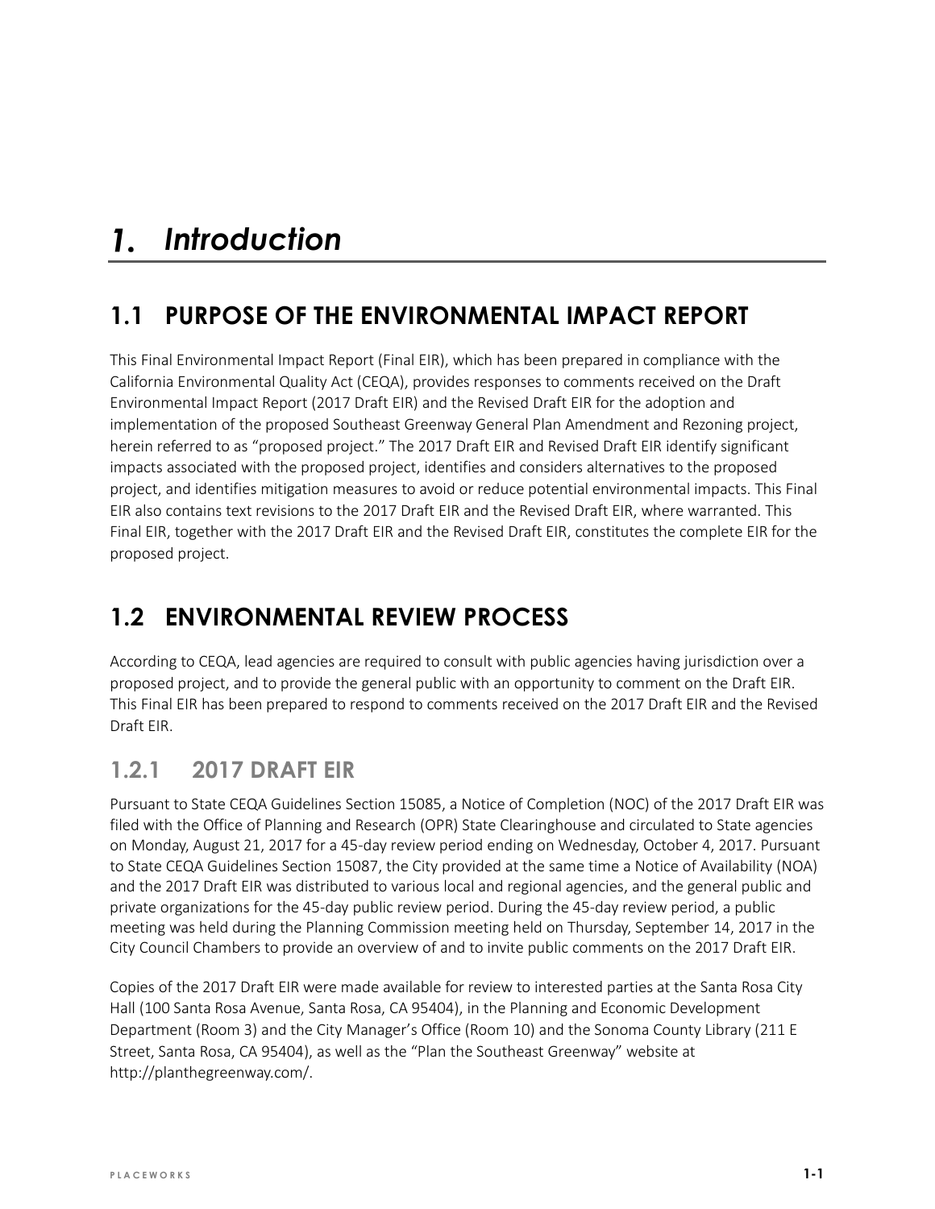# 1. Introduction

## 1.1 PURPOSE OF THE ENVIRONMENTAL IMPACT REPORT

This Final Environmental Impact Report (Final EIR), which has been prepared in compliance with the California Environmental Quality Act (CEQA), provides responses to comments received on the Draft Environmental Impact Report (2017 Draft EIR) and the Revised Draft EIR for the adoption and implementation of the proposed Southeast Greenway General Plan Amendment and Rezoning project, herein referred to as "proposed project." The 2017 Draft EIR and Revised Draft EIR identify significant impacts associated with the proposed project, identifies and considers alternatives to the proposed project, and identifies mitigation measures to avoid or reduce potential environmental impacts. This Final EIR also contains text revisions to the 2017 Draft EIR and the Revised Draft EIR, where warranted. This Final EIR, together with the 2017 Draft EIR and the Revised Draft EIR, constitutes the complete EIR for the proposed project.

## 1.2 ENVIRONMENTAL REVIEW PROCESS

According to CEQA, lead agencies are required to consult with public agencies having jurisdiction over a proposed project, and to provide the general public with an opportunity to comment on the Draft EIR. This Final EIR has been prepared to respond to comments received on the 2017 Draft EIR and the Revised Draft EIR.

### 1.2.1 2017 DRAFT EIR

Pursuant to State CEQA Guidelines Section 15085, a Notice of Completion (NOC) of the 2017 Draft EIR was filed with the Office of Planning and Research (OPR) State Clearinghouse and circulated to State agencies on Monday, August 21, 2017 for a 45-day review period ending on Wednesday, October 4, 2017. Pursuant to State CEQA Guidelines Section 15087, the City provided at the same time a Notice of Availability (NOA) and the 2017 Draft EIR was distributed to various local and regional agencies, and the general public and private organizations for the 45-day public review period. During the 45-day review period, a public meeting was held during the Planning Commission meeting held on Thursday, September 14, 2017 in the City Council Chambers to provide an overview of and to invite public comments on the 2017 Draft EIR.

Copies of the 2017 Draft EIR were made available for review to interested parties at the Santa Rosa City Hall (100 Santa Rosa Avenue, Santa Rosa, CA 95404), in the Planning and Economic Development Department (Room 3) and the City Manager's Office (Room 10) and the Sonoma County Library (211 E Street, Santa Rosa, CA 95404), as well as the "Plan the Southeast Greenway" website at http://planthegreenway.com/.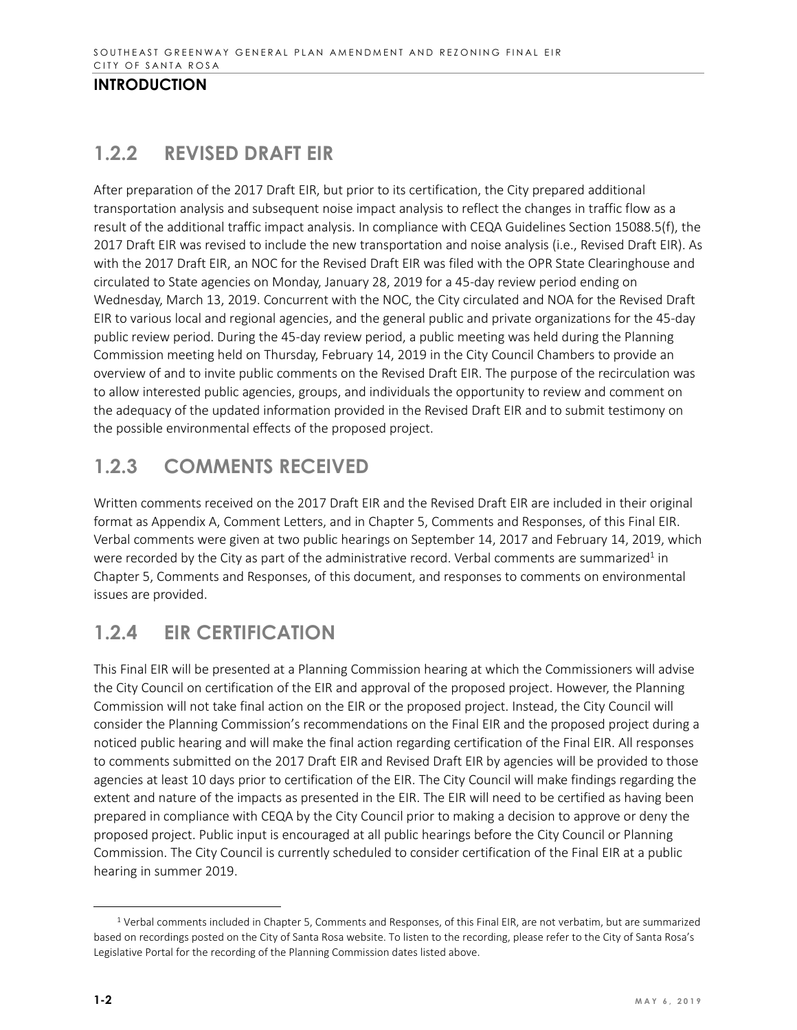## 1.2.2 REVISED DRAFT EIR

After preparation of the 2017 Draft EIR, but prior to its certification, the City prepared additional transportation analysis and subsequent noise impact analysis to reflect the changes in traffic flow as a result of the additional traffic impact analysis. In compliance with CEQA Guidelines Section 15088.5(f), the 2017 Draft EIR was revised to include the new transportation and noise analysis (i.e., Revised Draft EIR). As with the 2017 Draft EIR, an NOC for the Revised Draft EIR was filed with the OPR State Clearinghouse and circulated to State agencies on Monday, January 28, 2019 for a 45-day review period ending on Wednesday, March 13, 2019. Concurrent with the NOC, the City circulated and NOA for the Revised Draft EIR to various local and regional agencies, and the general public and private organizations for the 45-day public review period. During the 45-day review period, a public meeting was held during the Planning Commission meeting held on Thursday, February 14, 2019 in the City Council Chambers to provide an overview of and to invite public comments on the Revised Draft EIR. The purpose of the recirculation was to allow interested public agencies, groups, and individuals the opportunity to review and comment on the adequacy of the updated information provided in the Revised Draft EIR and to submit testimony on the possible environmental effects of the proposed project.

## 1.2.3 COMMENTS RECEIVED

Written comments received on the 2017 Draft EIR and the Revised Draft EIR are included in their original format as Appendix A, Comment Letters, and in Chapter 5, Comments and Responses, of this Final EIR. Verbal comments were given at two public hearings on September 14, 2017 and February 14, 2019, which were recorded by the City as part of the administrative record. Verbal comments are summarized[1] in Chapter 5, Comments and Responses, of this document, and responses to comments on environmental issues are provided.

## 1.2.4 EIR CERTIFICATION

This Final EIR will be presented at a Planning Commission hearing at which the Commissioners will advise the City Council on certification of the EIR and approval of the proposed project. However, the Planning Commission will not take final action on the EIR or the proposed project. Instead, the City Council will consider the Planning Commission's recommendations on the Final EIR and the proposed project during a noticed public hearing and will make the final action regarding certification of the Final EIR. All responses to comments submitted on the 2017 Draft EIR and Revised Draft EIR by agencies will be provided to those agencies at least 10 days prior to certification of the EIR. The City Council will make findings regarding the extent and nature of the impacts as presented in the EIR. The EIR will need to be certified as having been prepared in compliance with CEQA by the City Council prior to making a decision to approve or deny the proposed project. Public input is encouraged at all public hearings before the City Council or Planning Commission. The City Council is currently scheduled to consider certification of the Final EIR at a public hearing in summer 2019.

[1] Verbal comments included in Chapter 5, Comments and Responses, of this Final EIR, are not verbatim, but are summarized based on recordings posted on the City of Santa Rosa website. To listen to the recording, please refer to the City of Santa Rosa's Legislative Portal for the recording of the Planning Commission dates listed above.